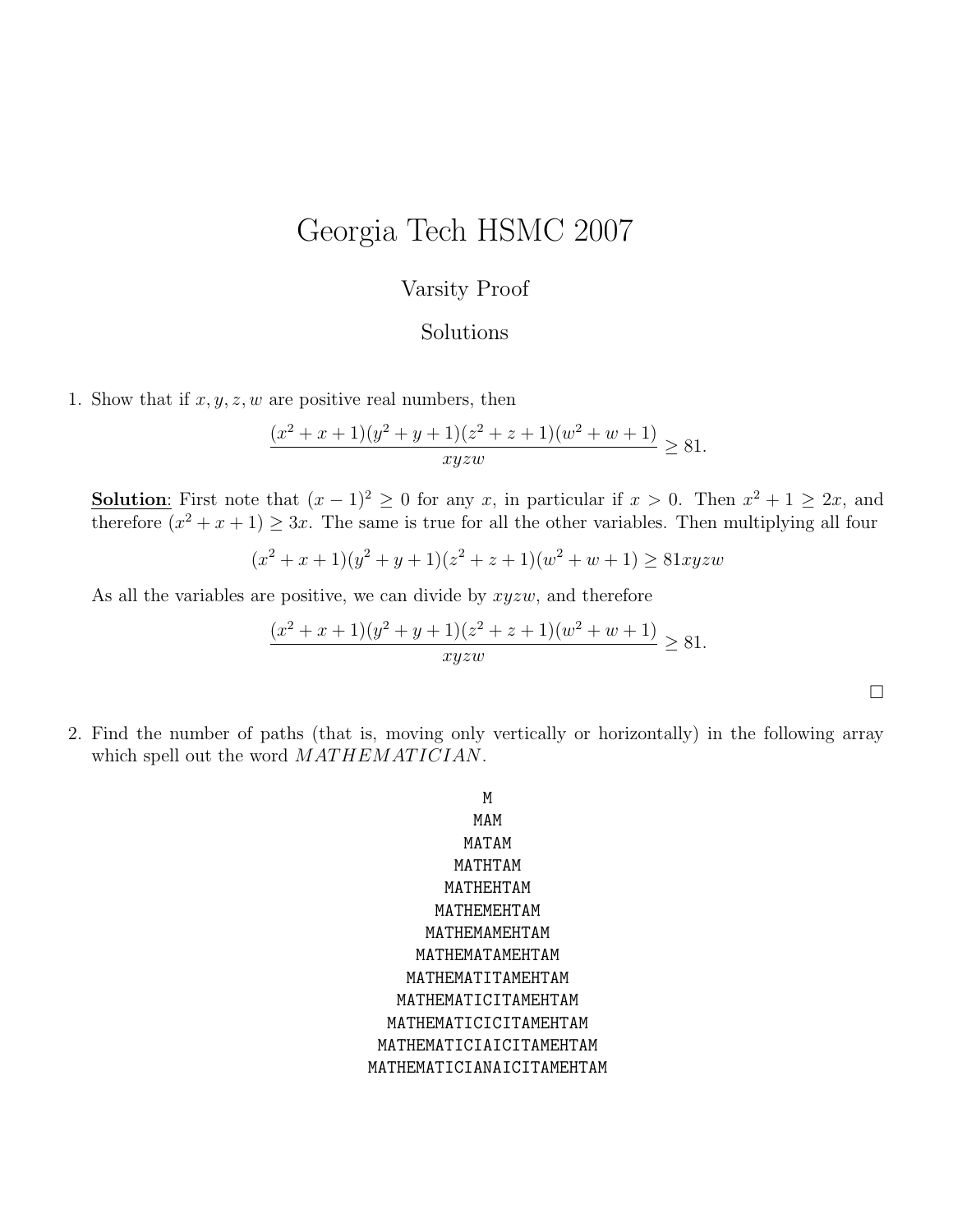# Georgia Tech HSMC 2007

## Varsity Proof

## Solutions

1. Show that if $x, y, z, w$ are positive real numbers, then

$$\frac{(x^2+x+1)(y^2+y+1)(z^2+z+1)(w^2+w+1)}{xyzw} \geq 81.$$

**Solution**: First note that $(x-1)^2 \geq 0$ for any $x$, in particular if $x > 0$. Then $x^2 + 1 \geq 2x$, and therefore $(x^2 + x + 1) \geq 3x$. The same is true for all the other variables. Then multiplying all four

$$(x^2+x+1)(y^2+y+1)(z^2+z+1)(w^2+w+1) \geq 81xyzw$$

As all the variables are positive, we can divide by $xyzw$, and therefore

$$\frac{(x^2+x+1)(y^2+y+1)(z^2+z+1)(w^2+w+1)}{xyzw} \geq 81.$$

□

2. Find the number of paths (that is, moving only vertically or horizontally) in the following array which spell out the word *MATHEMATICIAN*.

```
            M
           MAM
          MATAM
         MATHTAM
        MATHEHTAM
       MATHEMEHTAM
      MATHEMAMEHTAM
     MATHEMATAMEHTAM
    MATHEMATITAMEHTAM
   MATHEMATICITAMEHTAM
  MATHEMATICICITAMEHTAM
 MATHEMATICIAICITAMEHTAM
MATHEMATICIANAICITAMEHTAM
```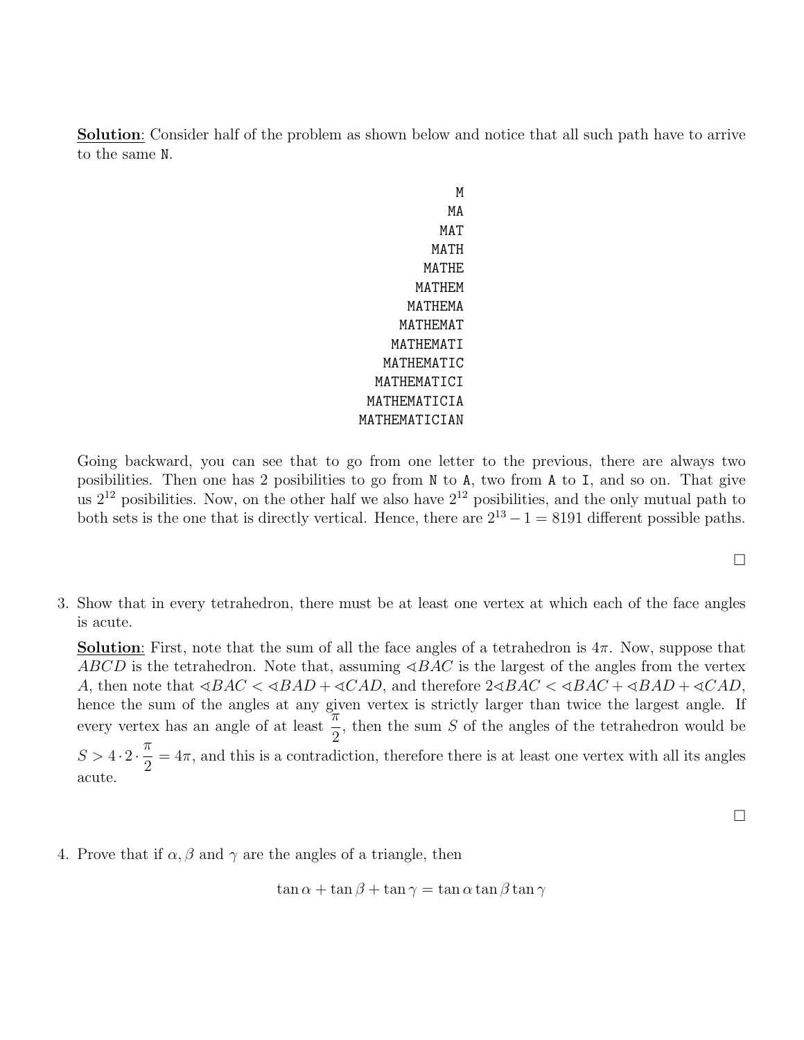**Solution**: Consider half of the problem as shown below and notice that all such path have to arrive to the same N.

```
            M
           MA
          MAT
         MATH
        MATHE
       MATHEM
      MATHEMA
     MATHEMAT
    MATHEMATI
   MATHEMATIC
  MATHEMATICI
 MATHEMATICIA
MATHEMATICIAN
```

Going backward, you can see that to go from one letter to the previous, there are always two posibilities. Then one has 2 posibilities to go from N to A, two from A to I, and so on. That give us $2^{12}$ posibilities. Now, on the other half we also have $2^{12}$ posibilities, and the only mutual path to both sets is the one that is directly vertical. Hence, there are $2^{13} - 1 = 8191$ different possible paths.

□

3. Show that in every tetrahedron, there must be at least one vertex at which each of the face angles is acute.

   **Solution**: First, note that the sum of all the face angles of a tetrahedron is $4\pi$. Now, suppose that $ABCD$ is the tetrahedron. Note that, assuming $\sphericalangle BAC$ is the largest of the angles from the vertex $A$, then note that $\sphericalangle BAC < \sphericalangle BAD + \sphericalangle CAD$, and therefore $2\sphericalangle BAC < \sphericalangle BAC + \sphericalangle BAD + \sphericalangle CAD$, hence the sum of the angles at any given vertex is strictly larger than twice the largest angle. If every vertex has an angle of at least $\dfrac{\pi}{2}$, then the sum $S$ of the angles of the tetrahedron would be $S > 4 \cdot 2 \cdot \dfrac{\pi}{2} = 4\pi$, and this is a contradiction, therefore there is at least one vertex with all its angles acute.

□

4. Prove that if $\alpha, \beta$ and $\gamma$ are the angles of a triangle, then

$$\tan\alpha + \tan\beta + \tan\gamma = \tan\alpha\tan\beta\tan\gamma$$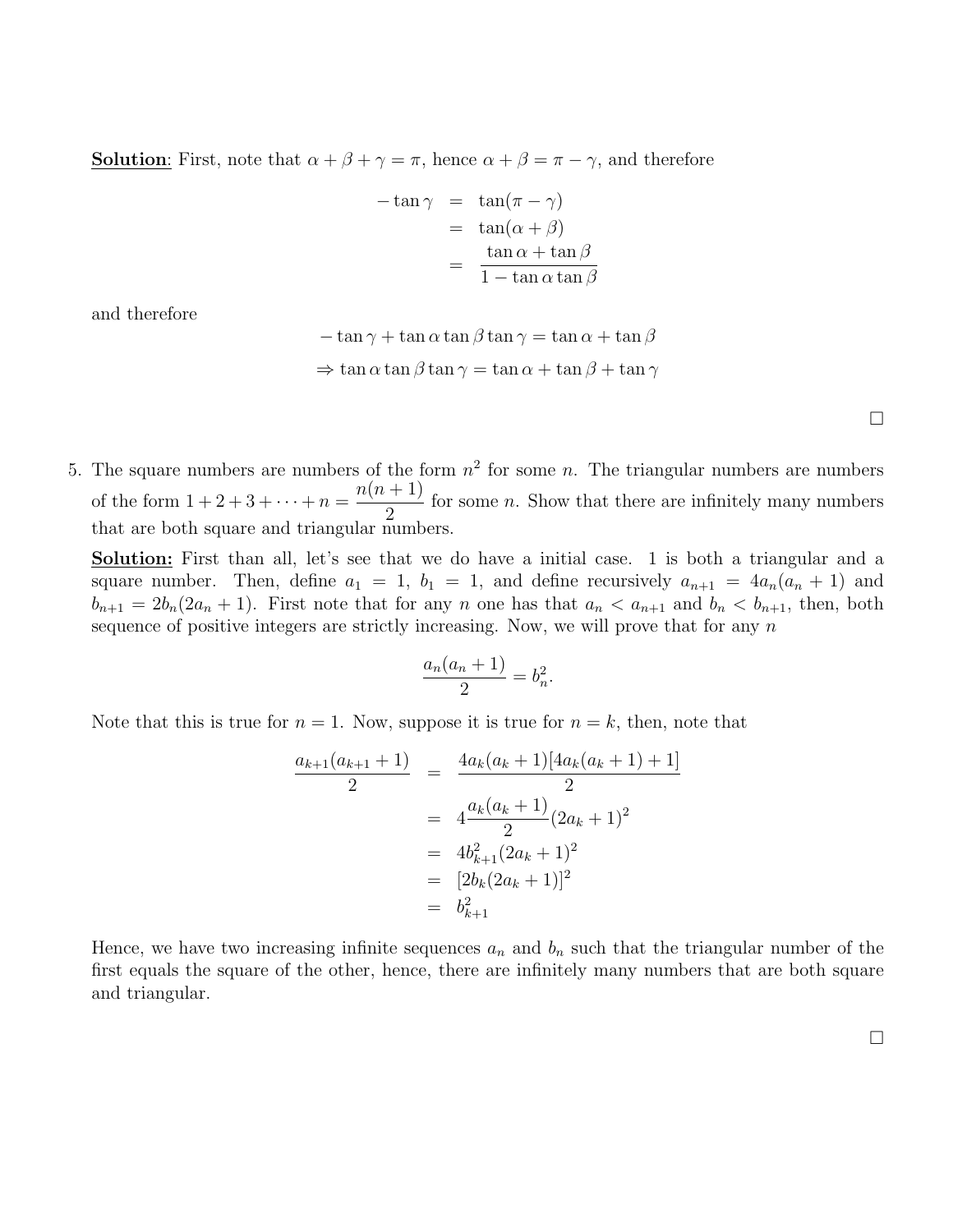**Solution**: First, note that $\alpha + \beta + \gamma = \pi$, hence $\alpha + \beta = \pi - \gamma$, and therefore

$$\begin{aligned} -\tan\gamma &= \tan(\pi - \gamma) \\ &= \tan(\alpha + \beta) \\ &= \frac{\tan\alpha + \tan\beta}{1 - \tan\alpha\tan\beta} \end{aligned}$$

and therefore

$$-\tan\gamma + \tan\alpha\tan\beta\tan\gamma = \tan\alpha + \tan\beta$$

$$\Rightarrow \tan\alpha\tan\beta\tan\gamma = \tan\alpha + \tan\beta + \tan\gamma$$

□

5. The square numbers are numbers of the form $n^2$ for some $n$. The triangular numbers are numbers of the form $1 + 2 + 3 + \cdots + n = \dfrac{n(n+1)}{2}$ for some $n$. Show that there are infinitely many numbers that are both square and triangular numbers.

   **Solution:** First than all, let's see that we do have a initial case. 1 is both a triangular and a square number. Then, define $a_1 = 1$, $b_1 = 1$, and define recursively $a_{n+1} = 4a_n(a_n + 1)$ and $b_{n+1} = 2b_n(2a_n + 1)$. First note that for any $n$ one has that $a_n < a_{n+1}$ and $b_n < b_{n+1}$, then, both sequence of positive integers are strictly increasing. Now, we will prove that for any $n$

   $$\frac{a_n(a_n + 1)}{2} = b_n^2.$$

   Note that this is true for $n = 1$. Now, suppose it is true for $n = k$, then, note that

   $$\begin{aligned} \frac{a_{k+1}(a_{k+1} + 1)}{2} &= \frac{4a_k(a_k + 1)[4a_k(a_k + 1) + 1]}{2} \\ &= 4\frac{a_k(a_k + 1)}{2}(2a_k + 1)^2 \\ &= 4b_{k+1}^2(2a_k + 1)^2 \\ &= [2b_k(2a_k + 1)]^2 \\ &= b_{k+1}^2 \end{aligned}$$

   Hence, we have two increasing infinite sequences $a_n$ and $b_n$ such that the triangular number of the first equals the square of the other, hence, there are infinitely many numbers that are both square and triangular.

□